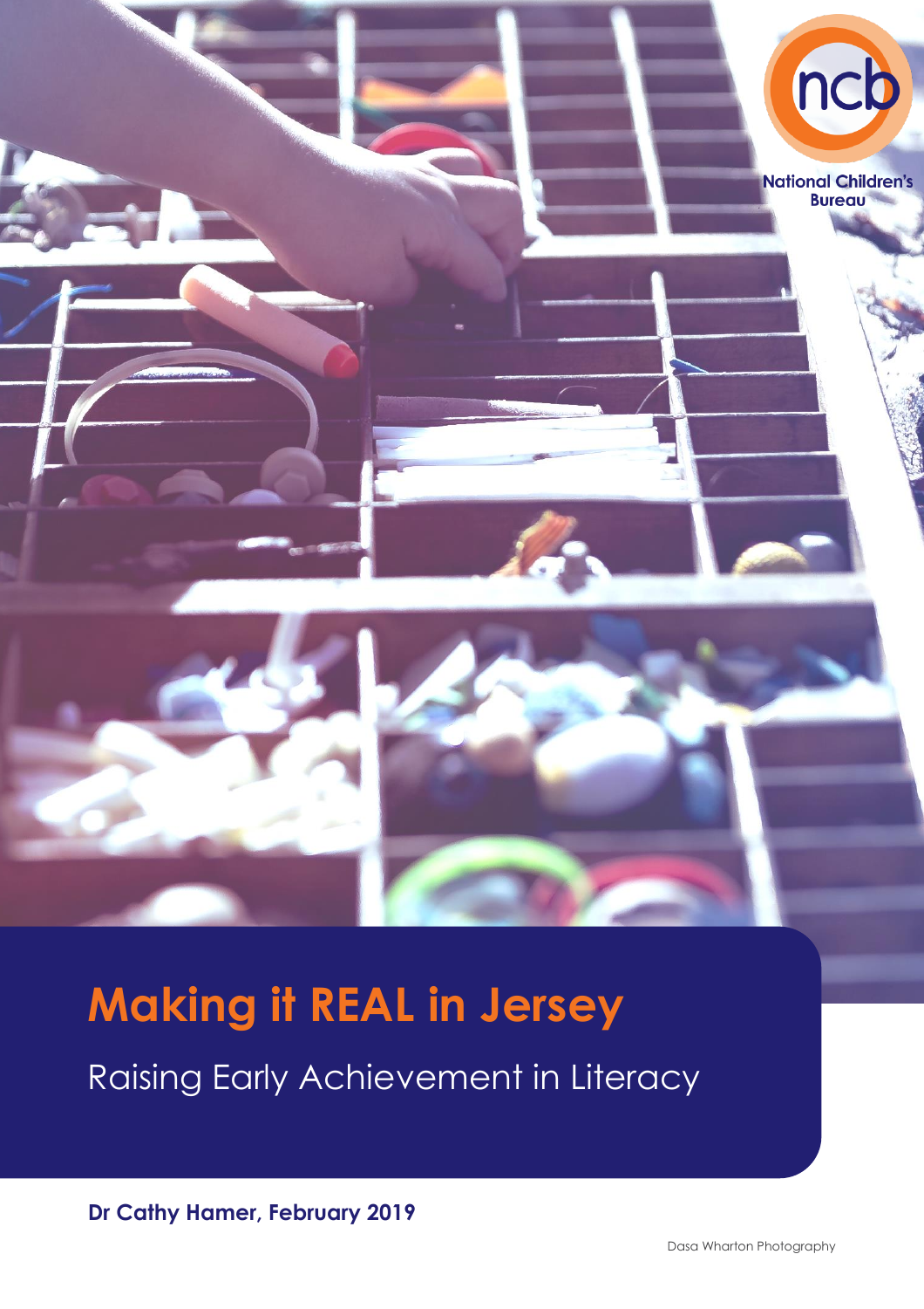National Children's Bureau

# Making it REAL in Jersey

## Raising Early Achievement in Literacy

**Dr Cathy Hamer, February 2019**

Dasa Wharton Photography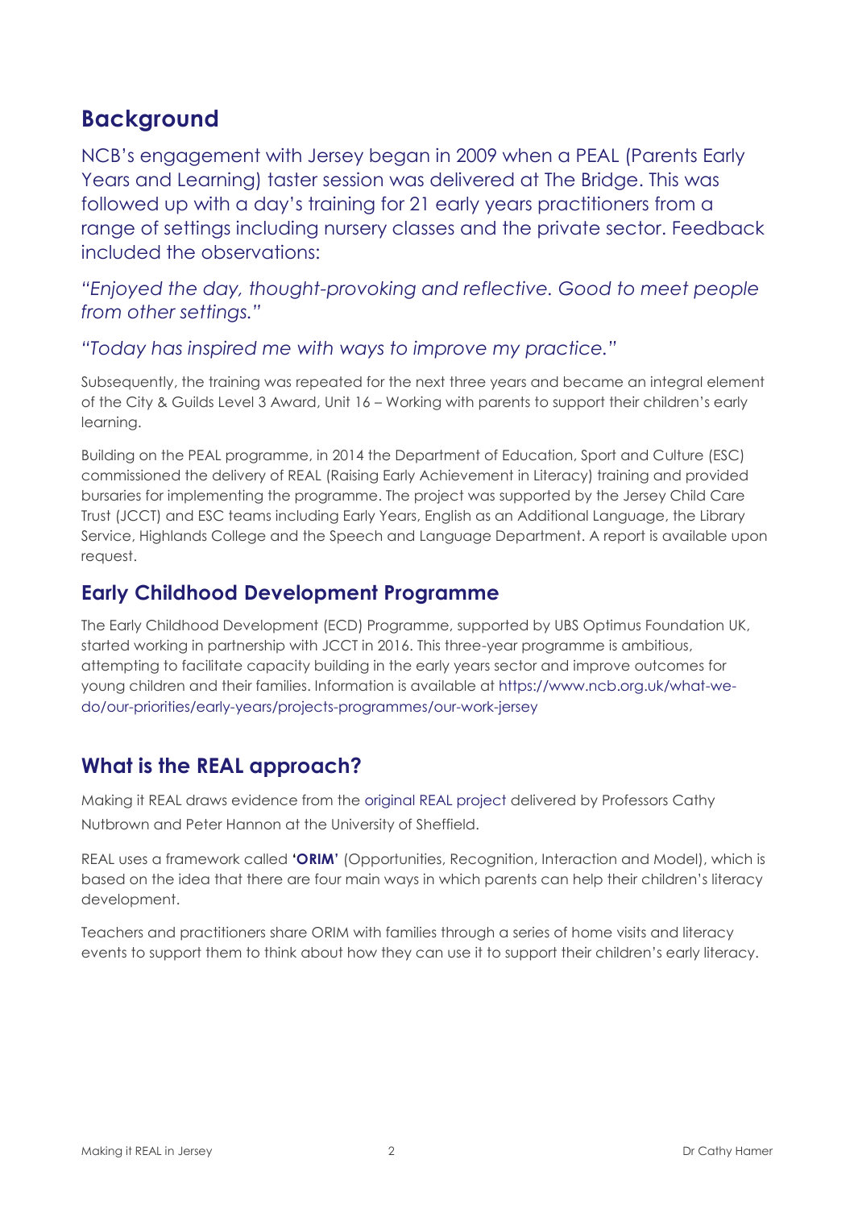## Background

NCB's engagement with Jersey began in 2009 when a PEAL (Parents Early Years and Learning) taster session was delivered at The Bridge. This was followed up with a day's training for 21 early years practitioners from a range of settings including nursery classes and the private sector. Feedback included the observations:

*"Enjoyed the day, thought-provoking and reflective. Good to meet people from other settings."*

*"Today has inspired me with ways to improve my practice."*

Subsequently, the training was repeated for the next three years and became an integral element of the City & Guilds Level 3 Award, Unit 16 – Working with parents to support their children's early learning.

Building on the PEAL programme, in 2014 the Department of Education, Sport and Culture (ESC) commissioned the delivery of REAL (Raising Early Achievement in Literacy) training and provided bursaries for implementing the programme. The project was supported by the Jersey Child Care Trust (JCCT) and ESC teams including Early Years, English as an Additional Language, the Library Service, Highlands College and the Speech and Language Department. A report is available upon request.

### Early Childhood Development Programme

The Early Childhood Development (ECD) Programme, supported by UBS Optimus Foundation UK, started working in partnership with JCCT in 2016. This three-year programme is ambitious, attempting to facilitate capacity building in the early years sector and improve outcomes for young children and their families. Information is available at https://www.ncb.org.uk/what-we-do/our-priorities/early-years/projects-programmes/our-work-jersey

## What is the REAL approach?

Making it REAL draws evidence from the original REAL project delivered by Professors Cathy Nutbrown and Peter Hannon at the University of Sheffield.

REAL uses a framework called **'ORIM'** (Opportunities, Recognition, Interaction and Model), which is based on the idea that there are four main ways in which parents can help their children's literacy development.

Teachers and practitioners share ORIM with families through a series of home visits and literacy events to support them to think about how they can use it to support their children's early literacy.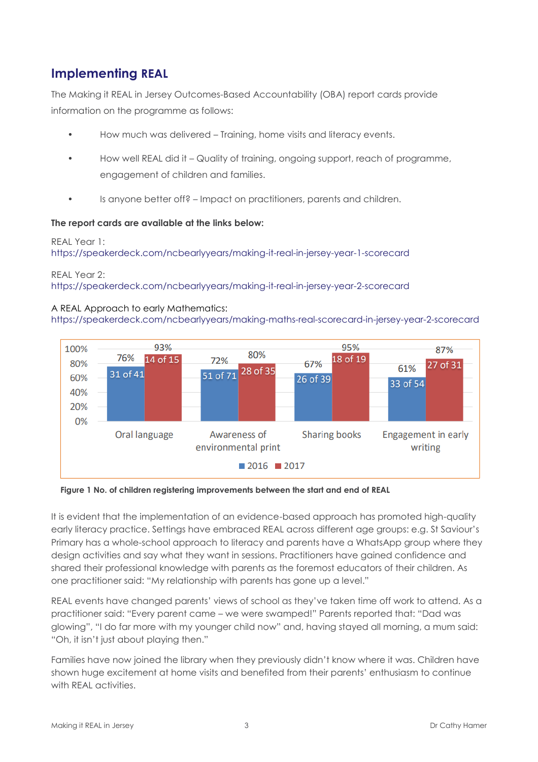## Implementing REAL

The Making it REAL in Jersey Outcomes-Based Accountability (OBA) report cards provide information on the programme as follows:

- How much was delivered – Training, home visits and literacy events.
- How well REAL did it – Quality of training, ongoing support, reach of programme, engagement of children and families.
- Is anyone better off? – Impact on practitioners, parents and children.

**The report cards are available at the links below:**

REAL Year 1:
https://speakerdeck.com/ncbearlyyears/making-it-real-in-jersey-year-1-scorecard

REAL Year 2:
https://speakerdeck.com/ncbearlyyears/making-it-real-in-jersey-year-2-scorecard

A REAL Approach to early Mathematics:
https://speakerdeck.com/ncbearlyyears/making-maths-real-scorecard-in-jersey-year-2-scorecard

100%
80%
60%
40%
20%
0%

Oral language: 76% 31 of 41; 93% 14 of 15
Awareness of environmental print: 72% 51 of 71; 80% 28 of 35
Sharing books: 67% 26 of 39; 95% 18 of 19
Engagement in early writing: 61% 33 of 54; 87% 27 of 31

2016 2017

**Figure 1 No. of children registering improvements between the start and end of REAL**

It is evident that the implementation of an evidence-based approach has promoted high-quality early literacy practice. Settings have embraced REAL across different age groups: e.g. St Saviour's Primary has a whole-school approach to literacy and parents have a WhatsApp group where they design activities and say what they want in sessions. Practitioners have gained confidence and shared their professional knowledge with parents as the foremost educators of their children. As one practitioner said: "My relationship with parents has gone up a level."

REAL events have changed parents' views of school as they've taken time off work to attend. As a practitioner said: "Every parent came – we were swamped!" Parents reported that: "Dad was glowing", "I do far more with my younger child now" and, having stayed all morning, a mum said: "Oh, it isn't just about playing then."

Families have now joined the library when they previously didn't know where it was. Children have shown huge excitement at home visits and benefited from their parents' enthusiasm to continue with REAL activities.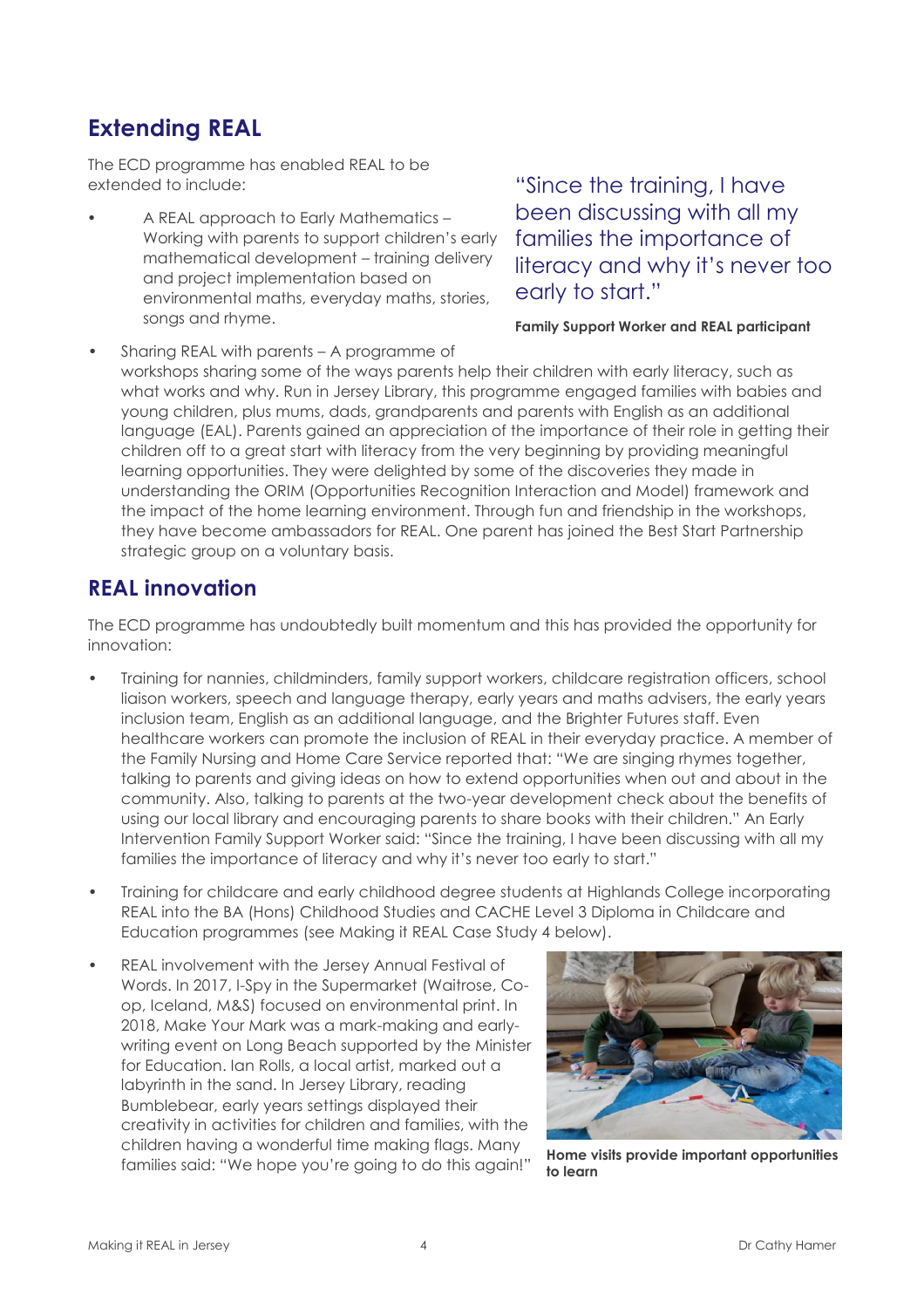## Extending REAL

The ECD programme has enabled REAL to be extended to include:

- A REAL approach to Early Mathematics – Working with parents to support children's early mathematical development – training delivery and project implementation based on environmental maths, everyday maths, stories, songs and rhyme.

"Since the training, I have been discussing with all my families the importance of literacy and why it's never too early to start."

**Family Support Worker and REAL participant**

- Sharing REAL with parents – A programme of workshops sharing some of the ways parents help their children with early literacy, such as what works and why. Run in Jersey Library, this programme engaged families with babies and young children, plus mums, dads, grandparents and parents with English as an additional language (EAL). Parents gained an appreciation of the importance of their role in getting their children off to a great start with literacy from the very beginning by providing meaningful learning opportunities. They were delighted by some of the discoveries they made in understanding the ORIM (Opportunities Recognition Interaction and Model) framework and the impact of the home learning environment. Through fun and friendship in the workshops, they have become ambassadors for REAL. One parent has joined the Best Start Partnership strategic group on a voluntary basis.

## REAL innovation

The ECD programme has undoubtedly built momentum and this has provided the opportunity for innovation:

- Training for nannies, childminders, family support workers, childcare registration officers, school liaison workers, speech and language therapy, early years and maths advisers, the early years inclusion team, English as an additional language, and the Brighter Futures staff. Even healthcare workers can promote the inclusion of REAL in their everyday practice. A member of the Family Nursing and Home Care Service reported that: "We are singing rhymes together, talking to parents and giving ideas on how to extend opportunities when out and about in the community. Also, talking to parents at the two-year development check about the benefits of using our local library and encouraging parents to share books with their children." An Early Intervention Family Support Worker said: "Since the training, I have been discussing with all my families the importance of literacy and why it's never too early to start."
- Training for childcare and early childhood degree students at Highlands College incorporating REAL into the BA (Hons) Childhood Studies and CACHE Level 3 Diploma in Childcare and Education programmes (see Making it REAL Case Study 4 below).
- REAL involvement with the Jersey Annual Festival of Words. In 2017, I-Spy in the Supermarket (Waitrose, Co-op, Iceland, M&S) focused on environmental print. In 2018, Make Your Mark was a mark-making and early-writing event on Long Beach supported by the Minister for Education. Ian Rolls, a local artist, marked out a labyrinth in the sand. In Jersey Library, reading Bumblebear, early years settings displayed their creativity in activities for children and families, with the children having a wonderful time making flags. Many families said: "We hope you're going to do this again!"

**Home visits provide important opportunities to learn**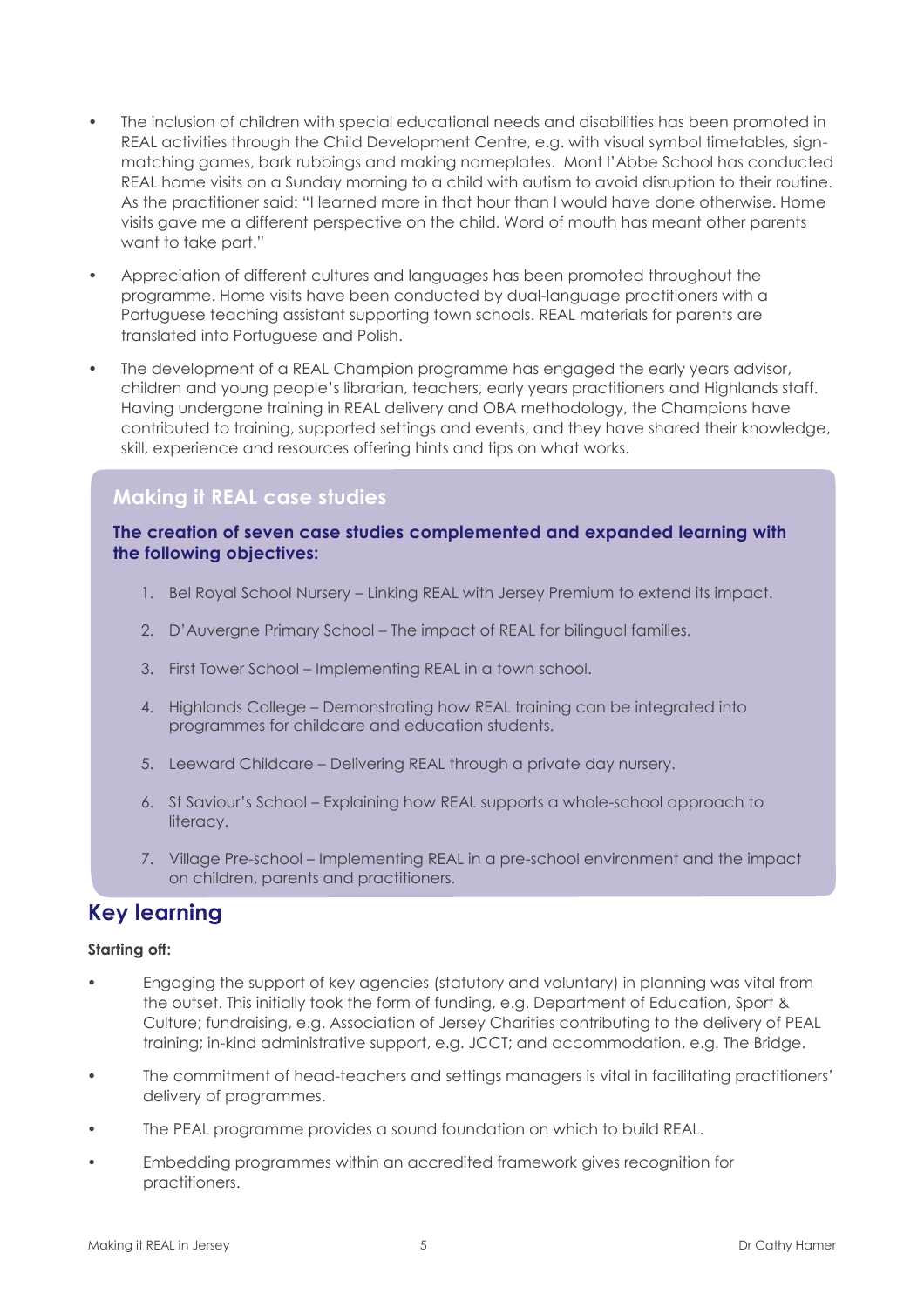- The inclusion of children with special educational needs and disabilities has been promoted in REAL activities through the Child Development Centre, e.g. with visual symbol timetables, sign-matching games, bark rubbings and making nameplates. Mont l'Abbe School has conducted REAL home visits on a Sunday morning to a child with autism to avoid disruption to their routine. As the practitioner said: "I learned more in that hour than I would have done otherwise. Home visits gave me a different perspective on the child. Word of mouth has meant other parents want to take part."
- Appreciation of different cultures and languages has been promoted throughout the programme. Home visits have been conducted by dual-language practitioners with a Portuguese teaching assistant supporting town schools. REAL materials for parents are translated into Portuguese and Polish.
- The development of a REAL Champion programme has engaged the early years advisor, children and young people's librarian, teachers, early years practitioners and Highlands staff. Having undergone training in REAL delivery and OBA methodology, the Champions have contributed to training, supported settings and events, and they have shared their knowledge, skill, experience and resources offering hints and tips on what works.

### Making it REAL case studies

**The creation of seven case studies complemented and expanded learning with the following objectives:**

1. Bel Royal School Nursery – Linking REAL with Jersey Premium to extend its impact.
2. D'Auvergne Primary School – The impact of REAL for bilingual families.
3. First Tower School – Implementing REAL in a town school.
4. Highlands College – Demonstrating how REAL training can be integrated into programmes for childcare and education students.
5. Leeward Childcare – Delivering REAL through a private day nursery.
6. St Saviour's School – Explaining how REAL supports a whole-school approach to literacy.
7. Village Pre-school – Implementing REAL in a pre-school environment and the impact on children, parents and practitioners.

## Key learning

**Starting off:**

- Engaging the support of key agencies (statutory and voluntary) in planning was vital from the outset. This initially took the form of funding, e.g. Department of Education, Sport & Culture; fundraising, e.g. Association of Jersey Charities contributing to the delivery of PEAL training; in-kind administrative support, e.g. JCCT; and accommodation, e.g. The Bridge.
- The commitment of head-teachers and settings managers is vital in facilitating practitioners' delivery of programmes.
- The PEAL programme provides a sound foundation on which to build REAL.
- Embedding programmes within an accredited framework gives recognition for practitioners.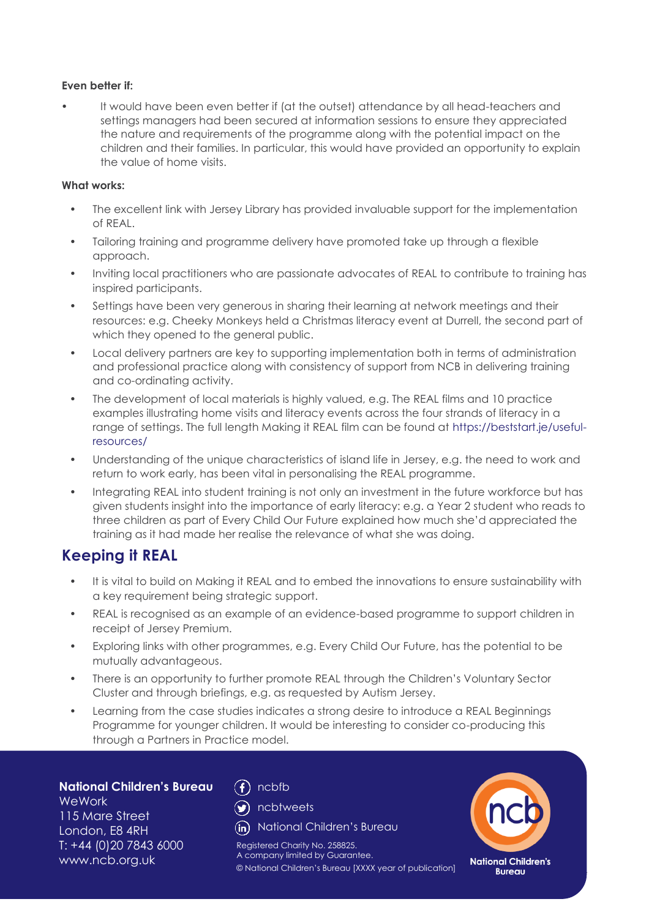**Even better if:**

- It would have been even better if (at the outset) attendance by all head-teachers and settings managers had been secured at information sessions to ensure they appreciated the nature and requirements of the programme along with the potential impact on the children and their families. In particular, this would have provided an opportunity to explain the value of home visits.

**What works:**

- The excellent link with Jersey Library has provided invaluable support for the implementation of REAL.
- Tailoring training and programme delivery have promoted take up through a flexible approach.
- Inviting local practitioners who are passionate advocates of REAL to contribute to training has inspired participants.
- Settings have been very generous in sharing their learning at network meetings and their resources: e.g. Cheeky Monkeys held a Christmas literacy event at Durrell, the second part of which they opened to the general public.
- Local delivery partners are key to supporting implementation both in terms of administration and professional practice along with consistency of support from NCB in delivering training and co-ordinating activity.
- The development of local materials is highly valued, e.g. The REAL films and 10 practice examples illustrating home visits and literacy events across the four strands of literacy in a range of settings. The full length Making it REAL film can be found at https://beststart.je/useful-resources/
- Understanding of the unique characteristics of island life in Jersey, e.g. the need to work and return to work early, has been vital in personalising the REAL programme.
- Integrating REAL into student training is not only an investment in the future workforce but has given students insight into the importance of early literacy: e.g. a Year 2 student who reads to three children as part of Every Child Our Future explained how much she'd appreciated the training as it had made her realise the relevance of what she was doing.

## Keeping it REAL

- It is vital to build on Making it REAL and to embed the innovations to ensure sustainability with a key requirement being strategic support.
- REAL is recognised as an example of an evidence-based programme to support children in receipt of Jersey Premium.
- Exploring links with other programmes, e.g. Every Child Our Future, has the potential to be mutually advantageous.
- There is an opportunity to further promote REAL through the Children's Voluntary Sector Cluster and through briefings, e.g. as requested by Autism Jersey.
- Learning from the case studies indicates a strong desire to introduce a REAL Beginnings Programme for younger children. It would be interesting to consider co-producing this through a Partners in Practice model.

**National Children's Bureau**
WeWork
115 Mare Street
London, E8 4RH
T: +44 (0)20 7843 6000
www.ncb.org.uk

ncbfb
ncbtweets
National Children's Bureau

Registered Charity No. 258825.
A company limited by Guarantee.
© National Children's Bureau [XXXX year of publication]

ncb
National Children's Bureau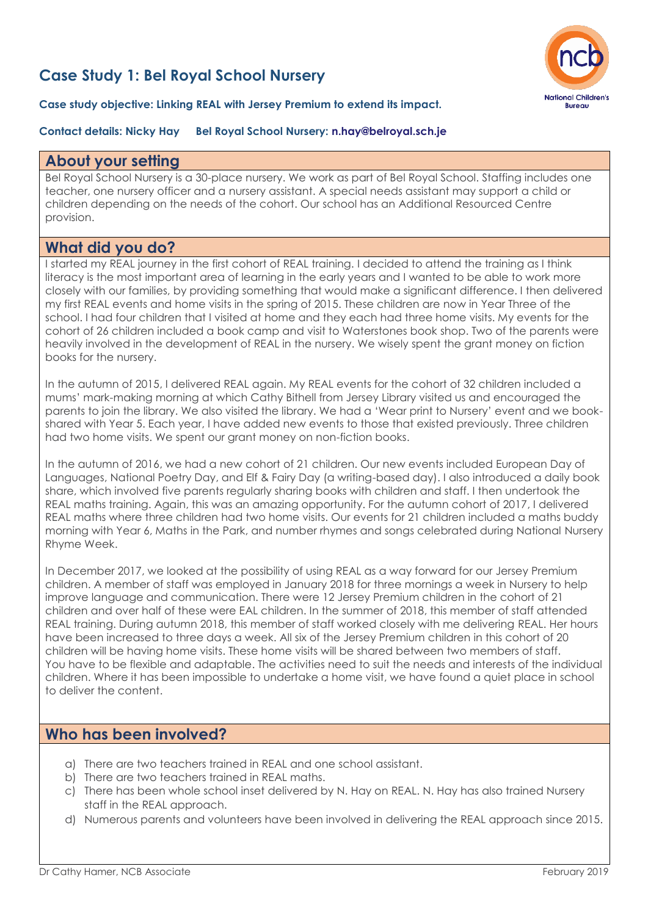# Case Study 1: Bel Royal School Nursery

**Case study objective: Linking REAL with Jersey Premium to extend its impact.**

**Contact details: Nicky Hay Bel Royal School Nursery: n.hay@belroyal.sch.je**

## About your setting

Bel Royal School Nursery is a 30-place nursery. We work as part of Bel Royal School. Staffing includes one teacher, one nursery officer and a nursery assistant. A special needs assistant may support a child or children depending on the needs of the cohort. Our school has an Additional Resourced Centre provision.

## What did you do?

I started my REAL journey in the first cohort of REAL training. I decided to attend the training as I think literacy is the most important area of learning in the early years and I wanted to be able to work more closely with our families, by providing something that would make a significant difference. I then delivered my first REAL events and home visits in the spring of 2015. These children are now in Year Three of the school. I had four children that I visited at home and they each had three home visits. My events for the cohort of 26 children included a book camp and visit to Waterstones book shop. Two of the parents were heavily involved in the development of REAL in the nursery. We wisely spent the grant money on fiction books for the nursery.

In the autumn of 2015, I delivered REAL again. My REAL events for the cohort of 32 children included a mums' mark-making morning at which Cathy Bithell from Jersey Library visited us and encouraged the parents to join the library. We also visited the library. We had a 'Wear print to Nursery' event and we book-shared with Year 5. Each year, I have added new events to those that existed previously. Three children had two home visits. We spent our grant money on non-fiction books.

In the autumn of 2016, we had a new cohort of 21 children. Our new events included European Day of Languages, National Poetry Day, and Elf & Fairy Day (a writing-based day). I also introduced a daily book share, which involved five parents regularly sharing books with children and staff. I then undertook the REAL maths training. Again, this was an amazing opportunity. For the autumn cohort of 2017, I delivered REAL maths where three children had two home visits. Our events for 21 children included a maths buddy morning with Year 6, Maths in the Park, and number rhymes and songs celebrated during National Nursery Rhyme Week.

In December 2017, we looked at the possibility of using REAL as a way forward for our Jersey Premium children. A member of staff was employed in January 2018 for three mornings a week in Nursery to help improve language and communication. There were 12 Jersey Premium children in the cohort of 21 children and over half of these were EAL children. In the summer of 2018, this member of staff attended REAL training. During autumn 2018, this member of staff worked closely with me delivering REAL. Her hours have been increased to three days a week. All six of the Jersey Premium children in this cohort of 20 children will be having home visits. These home visits will be shared between two members of staff. You have to be flexible and adaptable. The activities need to suit the needs and interests of the individual children. Where it has been impossible to undertake a home visit, we have found a quiet place in school to deliver the content.

## Who has been involved?

a) There are two teachers trained in REAL and one school assistant.
b) There are two teachers trained in REAL maths.
c) There has been whole school inset delivered by N. Hay on REAL. N. Hay has also trained Nursery staff in the REAL approach.
d) Numerous parents and volunteers have been involved in delivering the REAL approach since 2015.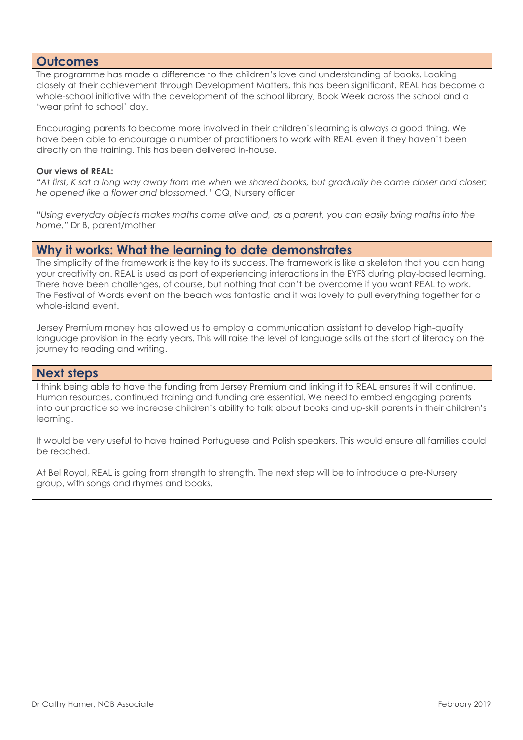## Outcomes

The programme has made a difference to the children's love and understanding of books. Looking closely at their achievement through Development Matters, this has been significant. REAL has become a whole-school initiative with the development of the school library, Book Week across the school and a 'wear print to school' day.

Encouraging parents to become more involved in their children's learning is always a good thing. We have been able to encourage a number of practitioners to work with REAL even if they haven't been directly on the training. This has been delivered in-house.

**Our views of REAL:**

*"At first, K sat a long way away from me when we shared books, but gradually he came closer and closer; he opened like a flower and blossomed."* CQ, Nursery officer

*"Using everyday objects makes maths come alive and, as a parent, you can easily bring maths into the home."* Dr B, parent/mother

## Why it works: What the learning to date demonstrates

The simplicity of the framework is the key to its success. The framework is like a skeleton that you can hang your creativity on. REAL is used as part of experiencing interactions in the EYFS during play-based learning. There have been challenges, of course, but nothing that can't be overcome if you want REAL to work. The Festival of Words event on the beach was fantastic and it was lovely to pull everything together for a whole-island event.

Jersey Premium money has allowed us to employ a communication assistant to develop high-quality language provision in the early years. This will raise the level of language skills at the start of literacy on the journey to reading and writing.

## Next steps

I think being able to have the funding from Jersey Premium and linking it to REAL ensures it will continue. Human resources, continued training and funding are essential. We need to embed engaging parents into our practice so we increase children's ability to talk about books and up-skill parents in their children's learning.

It would be very useful to have trained Portuguese and Polish speakers. This would ensure all families could be reached.

At Bel Royal, REAL is going from strength to strength. The next step will be to introduce a pre-Nursery group, with songs and rhymes and books.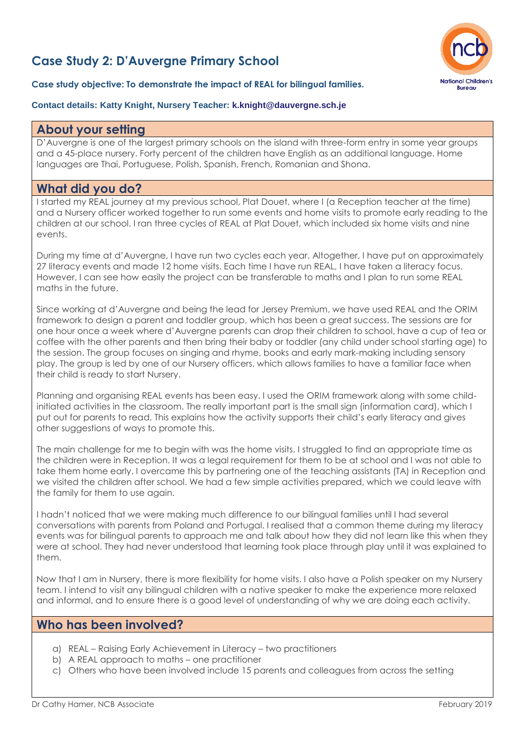# Case Study 2: D'Auvergne Primary School

**Case study objective: To demonstrate the impact of REAL for bilingual families.**

**Contact details: Katty Knight, Nursery Teacher: k.knight@dauvergne.sch.je**

## About your setting

D'Auvergne is one of the largest primary schools on the island with three-form entry in some year groups and a 45-place nursery. Forty percent of the children have English as an additional language. Home languages are Thai, Portuguese, Polish, Spanish, French, Romanian and Shona.

## What did you do?

I started my REAL journey at my previous school, Plat Douet, where I (a Reception teacher at the time) and a Nursery officer worked together to run some events and home visits to promote early reading to the children at our school. I ran three cycles of REAL at Plat Douet, which included six home visits and nine events.

During my time at d'Auvergne, I have run two cycles each year. Altogether, I have put on approximately 27 literacy events and made 12 home visits. Each time I have run REAL, I have taken a literacy focus. However, I can see how easily the project can be transferable to maths and I plan to run some REAL maths in the future.

Since working at d'Auvergne and being the lead for Jersey Premium, we have used REAL and the ORIM framework to design a parent and toddler group, which has been a great success. The sessions are for one hour once a week where d'Auvergne parents can drop their children to school, have a cup of tea or coffee with the other parents and then bring their baby or toddler (any child under school starting age) to the session. The group focuses on singing and rhyme, books and early mark-making including sensory play. The group is led by one of our Nursery officers, which allows families to have a familiar face when their child is ready to start Nursery.

Planning and organising REAL events has been easy. I used the ORIM framework along with some child-initiated activities in the classroom. The really important part is the small sign (information card), which I put out for parents to read. This explains how the activity supports their child's early literacy and gives other suggestions of ways to promote this.

The main challenge for me to begin with was the home visits. I struggled to find an appropriate time as the children were in Reception. It was a legal requirement for them to be at school and I was not able to take them home early. I overcame this by partnering one of the teaching assistants (TA) in Reception and we visited the children after school. We had a few simple activities prepared, which we could leave with the family for them to use again.

I hadn't noticed that we were making much difference to our bilingual families until I had several conversations with parents from Poland and Portugal. I realised that a common theme during my literacy events was for bilingual parents to approach me and talk about how they did not learn like this when they were at school. They had never understood that learning took place through play until it was explained to them.

Now that I am in Nursery, there is more flexibility for home visits. I also have a Polish speaker on my Nursery team. I intend to visit any bilingual children with a native speaker to make the experience more relaxed and informal, and to ensure there is a good level of understanding of why we are doing each activity.

## Who has been involved?

a) REAL – Raising Early Achievement in Literacy – two practitioners
b) A REAL approach to maths – one practitioner
c) Others who have been involved include 15 parents and colleagues from across the setting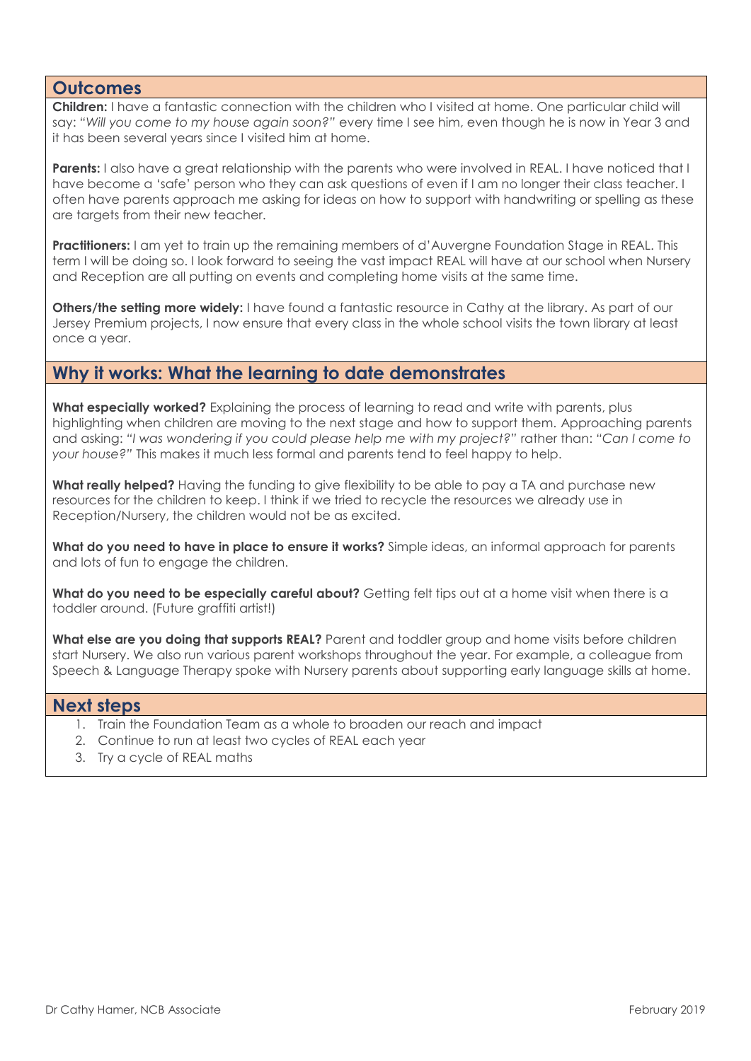## Outcomes

**Children:** I have a fantastic connection with the children who I visited at home. One particular child will say: *"Will you come to my house again soon?"* every time I see him, even though he is now in Year 3 and it has been several years since I visited him at home.

**Parents:** I also have a great relationship with the parents who were involved in REAL. I have noticed that I have become a 'safe' person who they can ask questions of even if I am no longer their class teacher. I often have parents approach me asking for ideas on how to support with handwriting or spelling as these are targets from their new teacher.

**Practitioners:** I am yet to train up the remaining members of d'Auvergne Foundation Stage in REAL. This term I will be doing so. I look forward to seeing the vast impact REAL will have at our school when Nursery and Reception are all putting on events and completing home visits at the same time.

**Others/the setting more widely:** I have found a fantastic resource in Cathy at the library. As part of our Jersey Premium projects, I now ensure that every class in the whole school visits the town library at least once a year.

## Why it works: What the learning to date demonstrates

**What especially worked?** Explaining the process of learning to read and write with parents, plus highlighting when children are moving to the next stage and how to support them. Approaching parents and asking: *"I was wondering if you could please help me with my project?"* rather than: *"Can I come to your house?"* This makes it much less formal and parents tend to feel happy to help.

**What really helped?** Having the funding to give flexibility to be able to pay a TA and purchase new resources for the children to keep. I think if we tried to recycle the resources we already use in Reception/Nursery, the children would not be as excited.

**What do you need to have in place to ensure it works?** Simple ideas, an informal approach for parents and lots of fun to engage the children.

**What do you need to be especially careful about?** Getting felt tips out at a home visit when there is a toddler around. (Future graffiti artist!)

**What else are you doing that supports REAL?** Parent and toddler group and home visits before children start Nursery. We also run various parent workshops throughout the year. For example, a colleague from Speech & Language Therapy spoke with Nursery parents about supporting early language skills at home.

## Next steps

1. Train the Foundation Team as a whole to broaden our reach and impact
2. Continue to run at least two cycles of REAL each year
3. Try a cycle of REAL maths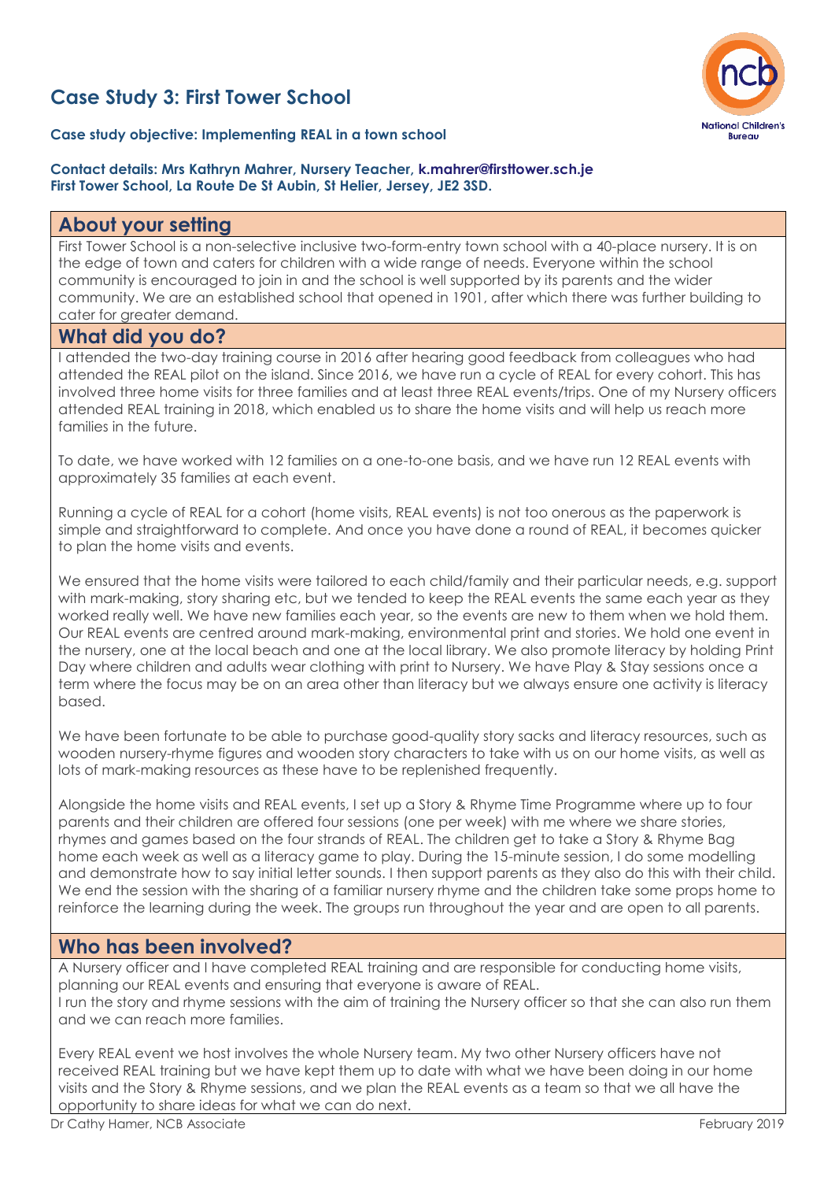# Case Study 3: First Tower School

**Case study objective: Implementing REAL in a town school**

**Contact details: Mrs Kathryn Mahrer, Nursery Teacher, k.mahrer@firsttower.sch.je**
**First Tower School, La Route De St Aubin, St Helier, Jersey, JE2 3SD.**

## About your setting

First Tower School is a non-selective inclusive two-form-entry town school with a 40-place nursery. It is on the edge of town and caters for children with a wide range of needs. Everyone within the school community is encouraged to join in and the school is well supported by its parents and the wider community. We are an established school that opened in 1901, after which there was further building to cater for greater demand.

## What did you do?

I attended the two-day training course in 2016 after hearing good feedback from colleagues who had attended the REAL pilot on the island. Since 2016, we have run a cycle of REAL for every cohort. This has involved three home visits for three families and at least three REAL events/trips. One of my Nursery officers attended REAL training in 2018, which enabled us to share the home visits and will help us reach more families in the future.

To date, we have worked with 12 families on a one-to-one basis, and we have run 12 REAL events with approximately 35 families at each event.

Running a cycle of REAL for a cohort (home visits, REAL events) is not too onerous as the paperwork is simple and straightforward to complete. And once you have done a round of REAL, it becomes quicker to plan the home visits and events.

We ensured that the home visits were tailored to each child/family and their particular needs, e.g. support with mark-making, story sharing etc, but we tended to keep the REAL events the same each year as they worked really well. We have new families each year, so the events are new to them when we hold them. Our REAL events are centred around mark-making, environmental print and stories. We hold one event in the nursery, one at the local beach and one at the local library. We also promote literacy by holding Print Day where children and adults wear clothing with print to Nursery. We have Play & Stay sessions once a term where the focus may be on an area other than literacy but we always ensure one activity is literacy based.

We have been fortunate to be able to purchase good-quality story sacks and literacy resources, such as wooden nursery-rhyme figures and wooden story characters to take with us on our home visits, as well as lots of mark-making resources as these have to be replenished frequently.

Alongside the home visits and REAL events, I set up a Story & Rhyme Time Programme where up to four parents and their children are offered four sessions (one per week) with me where we share stories, rhymes and games based on the four strands of REAL. The children get to take a Story & Rhyme Bag home each week as well as a literacy game to play. During the 15-minute session, I do some modelling and demonstrate how to say initial letter sounds. I then support parents as they also do this with their child. We end the session with the sharing of a familiar nursery rhyme and the children take some props home to reinforce the learning during the week. The groups run throughout the year and are open to all parents.

## Who has been involved?

A Nursery officer and I have completed REAL training and are responsible for conducting home visits, planning our REAL events and ensuring that everyone is aware of REAL.
I run the story and rhyme sessions with the aim of training the Nursery officer so that she can also run them and we can reach more families.

Every REAL event we host involves the whole Nursery team. My two other Nursery officers have not received REAL training but we have kept them up to date with what we have been doing in our home visits and the Story & Rhyme sessions, and we plan the REAL events as a team so that we all have the opportunity to share ideas for what we can do next.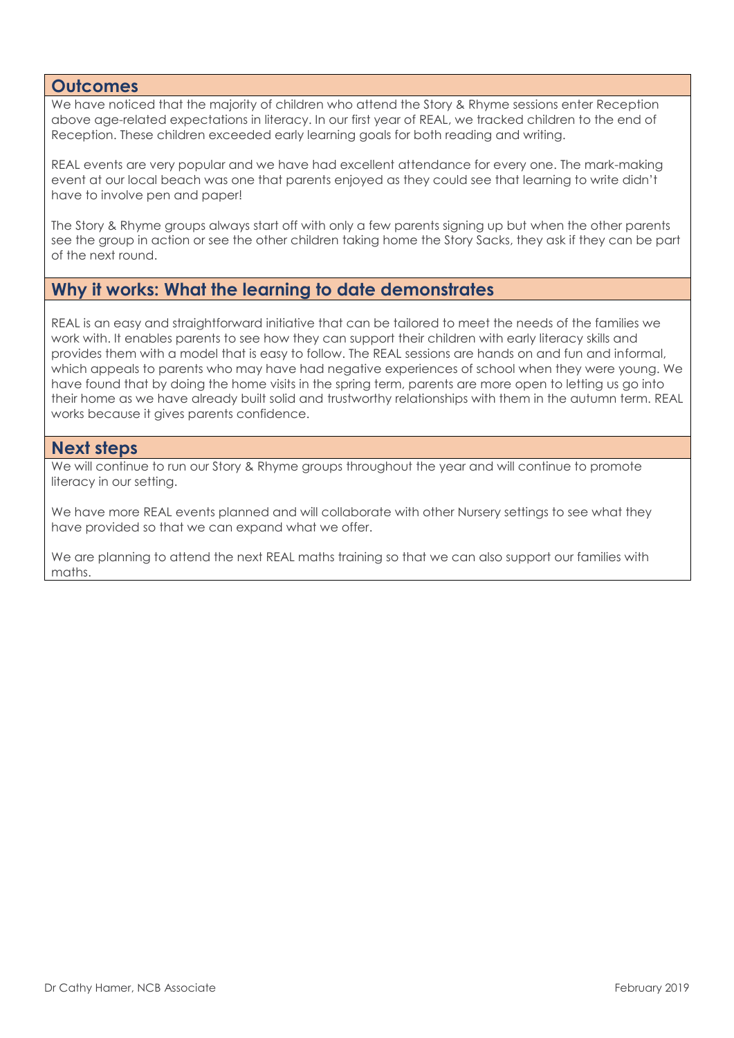## Outcomes

We have noticed that the majority of children who attend the Story & Rhyme sessions enter Reception above age-related expectations in literacy. In our first year of REAL, we tracked children to the end of Reception. These children exceeded early learning goals for both reading and writing.

REAL events are very popular and we have had excellent attendance for every one. The mark-making event at our local beach was one that parents enjoyed as they could see that learning to write didn't have to involve pen and paper!

The Story & Rhyme groups always start off with only a few parents signing up but when the other parents see the group in action or see the other children taking home the Story Sacks, they ask if they can be part of the next round.

## Why it works: What the learning to date demonstrates

REAL is an easy and straightforward initiative that can be tailored to meet the needs of the families we work with. It enables parents to see how they can support their children with early literacy skills and provides them with a model that is easy to follow. The REAL sessions are hands on and fun and informal, which appeals to parents who may have had negative experiences of school when they were young. We have found that by doing the home visits in the spring term, parents are more open to letting us go into their home as we have already built solid and trustworthy relationships with them in the autumn term. REAL works because it gives parents confidence.

## Next steps

We will continue to run our Story & Rhyme groups throughout the year and will continue to promote literacy in our setting.

We have more REAL events planned and will collaborate with other Nursery settings to see what they have provided so that we can expand what we offer.

We are planning to attend the next REAL maths training so that we can also support our families with maths.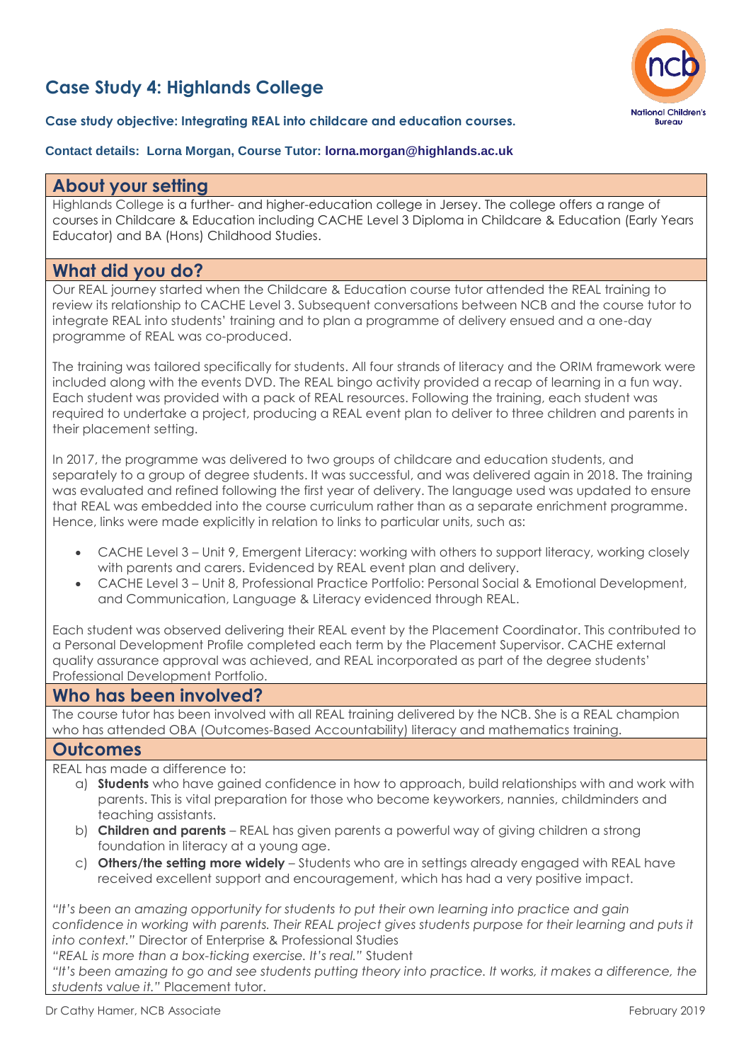# Case Study 4: Highlands College

**Case study objective: Integrating REAL into childcare and education courses.**

**Contact details: Lorna Morgan, Course Tutor: lorna.morgan@highlands.ac.uk**

## About your setting

Highlands College is a further- and higher-education college in Jersey. The college offers a range of courses in Childcare & Education including CACHE Level 3 Diploma in Childcare & Education (Early Years Educator) and BA (Hons) Childhood Studies.

## What did you do?

Our REAL journey started when the Childcare & Education course tutor attended the REAL training to review its relationship to CACHE Level 3. Subsequent conversations between NCB and the course tutor to integrate REAL into students' training and to plan a programme of delivery ensued and a one-day programme of REAL was co-produced.

The training was tailored specifically for students. All four strands of literacy and the ORIM framework were included along with the events DVD. The REAL bingo activity provided a recap of learning in a fun way. Each student was provided with a pack of REAL resources. Following the training, each student was required to undertake a project, producing a REAL event plan to deliver to three children and parents in their placement setting.

In 2017, the programme was delivered to two groups of childcare and education students, and separately to a group of degree students. It was successful, and was delivered again in 2018. The training was evaluated and refined following the first year of delivery. The language used was updated to ensure that REAL was embedded into the course curriculum rather than as a separate enrichment programme. Hence, links were made explicitly in relation to links to particular units, such as:

- CACHE Level 3 – Unit 9, Emergent Literacy: working with others to support literacy, working closely with parents and carers. Evidenced by REAL event plan and delivery.
- CACHE Level 3 – Unit 8, Professional Practice Portfolio: Personal Social & Emotional Development, and Communication, Language & Literacy evidenced through REAL.

Each student was observed delivering their REAL event by the Placement Coordinator. This contributed to a Personal Development Profile completed each term by the Placement Supervisor. CACHE external quality assurance approval was achieved, and REAL incorporated as part of the degree students' Professional Development Portfolio.

## Who has been involved?

The course tutor has been involved with all REAL training delivered by the NCB. She is a REAL champion who has attended OBA (Outcomes-Based Accountability) literacy and mathematics training.

## Outcomes

REAL has made a difference to:

a) **Students** who have gained confidence in how to approach, build relationships with and work with parents. This is vital preparation for those who become keyworkers, nannies, childminders and teaching assistants.
b) **Children and parents** – REAL has given parents a powerful way of giving children a strong foundation in literacy at a young age.
c) **Others/the setting more widely** – Students who are in settings already engaged with REAL have received excellent support and encouragement, which has had a very positive impact.

*"It's been an amazing opportunity for students to put their own learning into practice and gain confidence in working with parents. Their REAL project gives students purpose for their learning and puts it into context."* Director of Enterprise & Professional Studies

*"REAL is more than a box-ticking exercise. It's real."* Student

*"It's been amazing to go and see students putting theory into practice. It works, it makes a difference, the students value it."* Placement tutor.

Dr Cathy Hamer, NCB Associate February 2019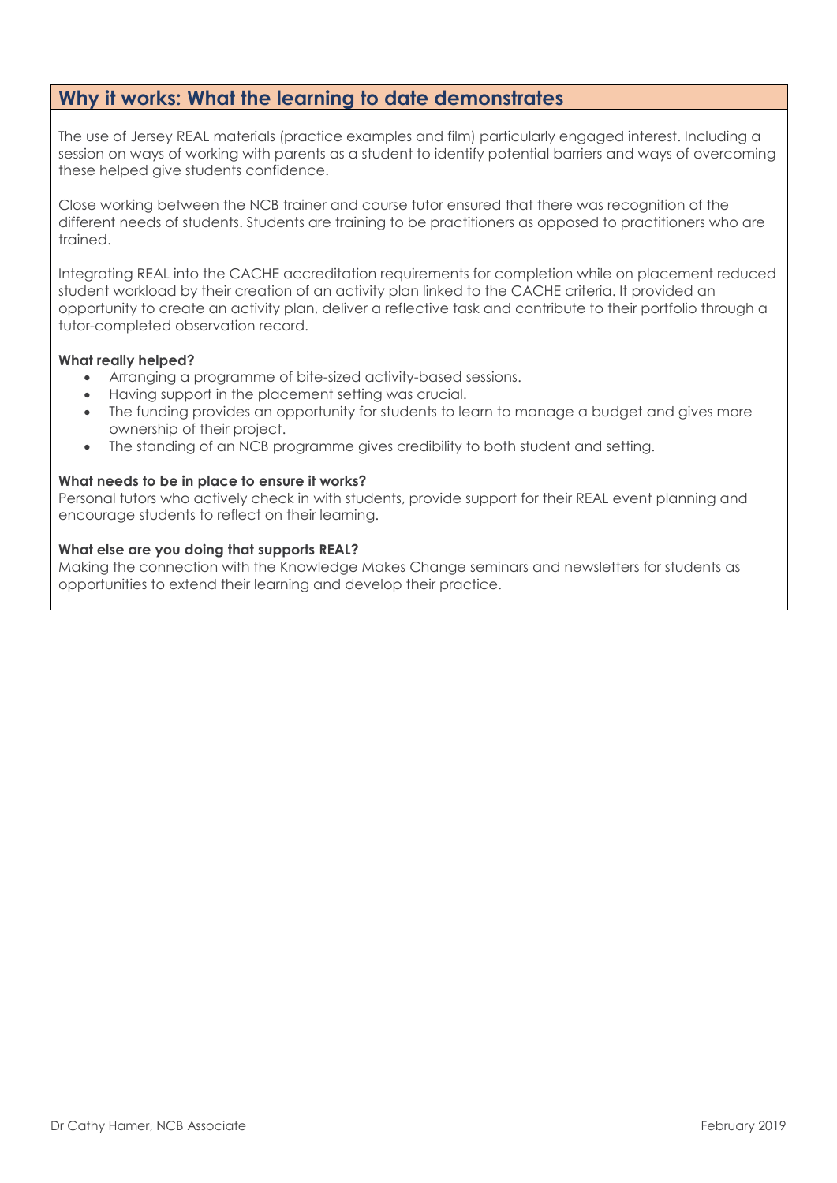## Why it works: What the learning to date demonstrates

The use of Jersey REAL materials (practice examples and film) particularly engaged interest. Including a session on ways of working with parents as a student to identify potential barriers and ways of overcoming these helped give students confidence.

Close working between the NCB trainer and course tutor ensured that there was recognition of the different needs of students. Students are training to be practitioners as opposed to practitioners who are trained.

Integrating REAL into the CACHE accreditation requirements for completion while on placement reduced student workload by their creation of an activity plan linked to the CACHE criteria. It provided an opportunity to create an activity plan, deliver a reflective task and contribute to their portfolio through a tutor-completed observation record.

**What really helped?**

- Arranging a programme of bite-sized activity-based sessions.
- Having support in the placement setting was crucial.
- The funding provides an opportunity for students to learn to manage a budget and gives more ownership of their project.
- The standing of an NCB programme gives credibility to both student and setting.

**What needs to be in place to ensure it works?**

Personal tutors who actively check in with students, provide support for their REAL event planning and encourage students to reflect on their learning.

**What else are you doing that supports REAL?**

Making the connection with the Knowledge Makes Change seminars and newsletters for students as opportunities to extend their learning and develop their practice.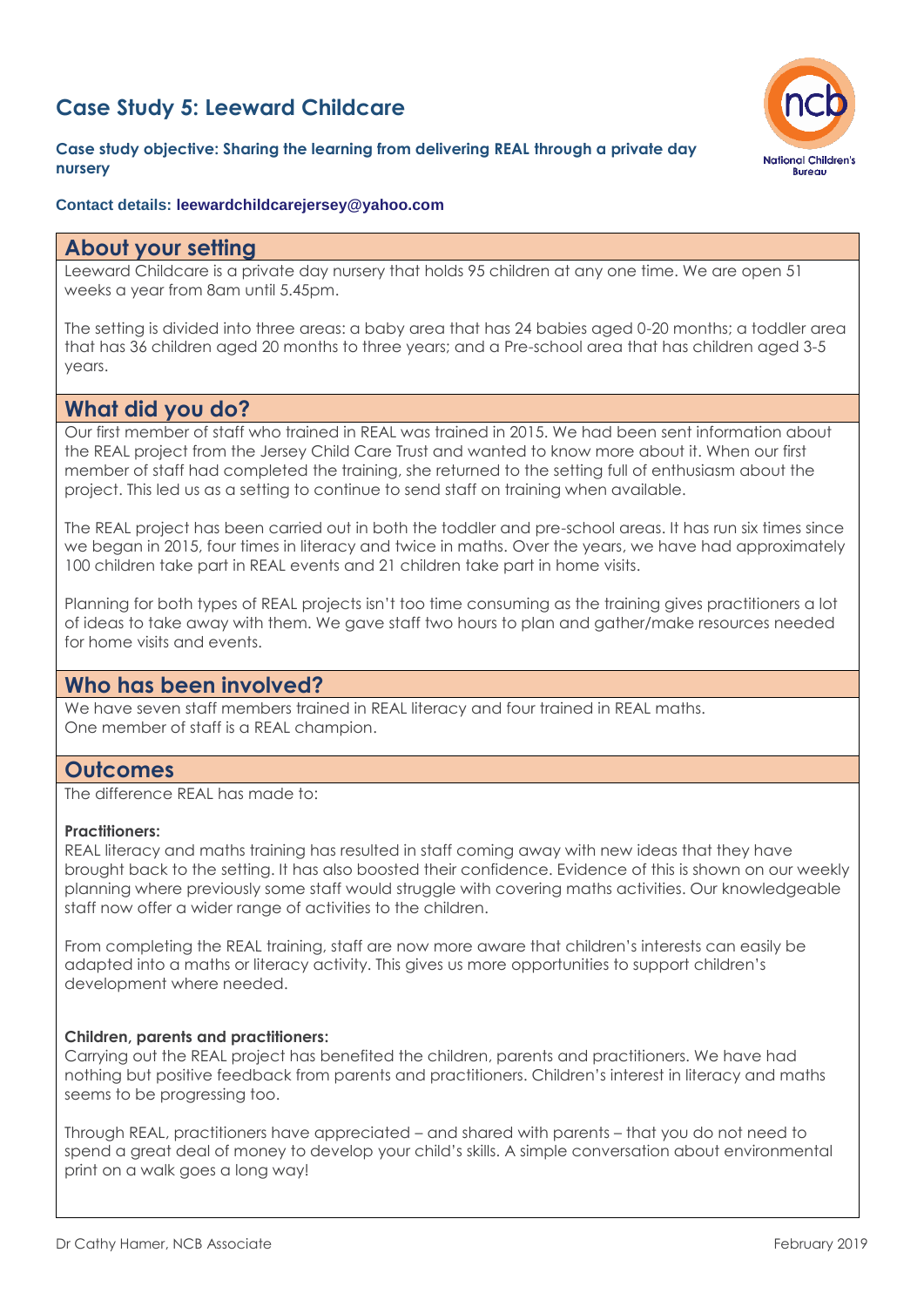# Case Study 5: Leeward Childcare

**Case study objective: Sharing the learning from delivering REAL through a private day nursery**

**Contact details: leewardchildcarejersey@yahoo.com**

## About your setting

Leeward Childcare is a private day nursery that holds 95 children at any one time. We are open 51 weeks a year from 8am until 5.45pm.

The setting is divided into three areas: a baby area that has 24 babies aged 0-20 months; a toddler area that has 36 children aged 20 months to three years; and a Pre-school area that has children aged 3-5 years.

## What did you do?

Our first member of staff who trained in REAL was trained in 2015. We had been sent information about the REAL project from the Jersey Child Care Trust and wanted to know more about it. When our first member of staff had completed the training, she returned to the setting full of enthusiasm about the project. This led us as a setting to continue to send staff on training when available.

The REAL project has been carried out in both the toddler and pre-school areas. It has run six times since we began in 2015, four times in literacy and twice in maths. Over the years, we have had approximately 100 children take part in REAL events and 21 children take part in home visits.

Planning for both types of REAL projects isn't too time consuming as the training gives practitioners a lot of ideas to take away with them. We gave staff two hours to plan and gather/make resources needed for home visits and events.

## Who has been involved?

We have seven staff members trained in REAL literacy and four trained in REAL maths.
One member of staff is a REAL champion.

## Outcomes

The difference REAL has made to:

**Practitioners:**
REAL literacy and maths training has resulted in staff coming away with new ideas that they have brought back to the setting. It has also boosted their confidence. Evidence of this is shown on our weekly planning where previously some staff would struggle with covering maths activities. Our knowledgeable staff now offer a wider range of activities to the children.

From completing the REAL training, staff are now more aware that children's interests can easily be adapted into a maths or literacy activity. This gives us more opportunities to support children's development where needed.

**Children, parents and practitioners:**
Carrying out the REAL project has benefited the children, parents and practitioners. We have had nothing but positive feedback from parents and practitioners. Children's interest in literacy and maths seems to be progressing too.

Through REAL, practitioners have appreciated – and shared with parents – that you do not need to spend a great deal of money to develop your child's skills. A simple conversation about environmental print on a walk goes a long way!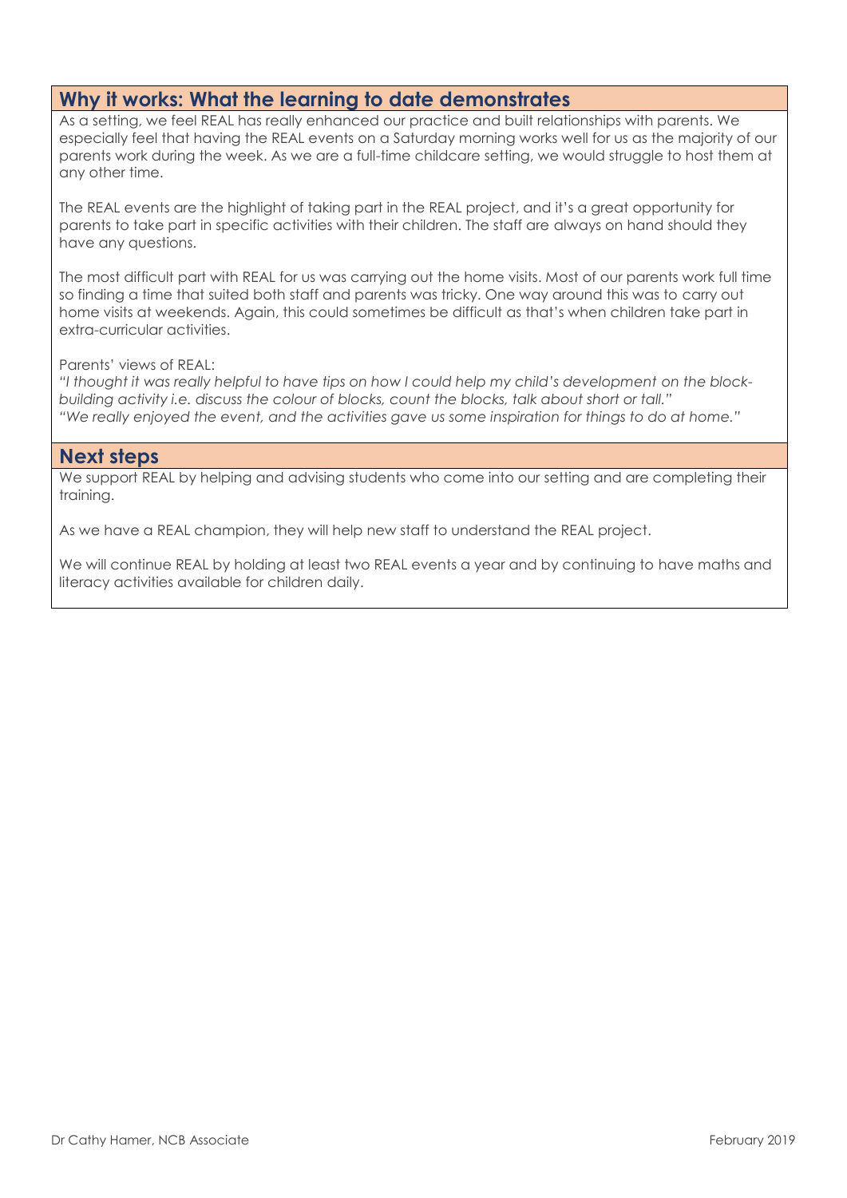## Why it works: What the learning to date demonstrates

As a setting, we feel REAL has really enhanced our practice and built relationships with parents. We especially feel that having the REAL events on a Saturday morning works well for us as the majority of our parents work during the week. As we are a full-time childcare setting, we would struggle to host them at any other time.

The REAL events are the highlight of taking part in the REAL project, and it's a great opportunity for parents to take part in specific activities with their children. The staff are always on hand should they have any questions.

The most difficult part with REAL for us was carrying out the home visits. Most of our parents work full time so finding a time that suited both staff and parents was tricky. One way around this was to carry out home visits at weekends. Again, this could sometimes be difficult as that's when children take part in extra-curricular activities.

Parents' views of REAL:

*"I thought it was really helpful to have tips on how I could help my child's development on the block-building activity i.e. discuss the colour of blocks, count the blocks, talk about short or tall."*

*"We really enjoyed the event, and the activities gave us some inspiration for things to do at home."*

## Next steps

We support REAL by helping and advising students who come into our setting and are completing their training.

As we have a REAL champion, they will help new staff to understand the REAL project.

We will continue REAL by holding at least two REAL events a year and by continuing to have maths and literacy activities available for children daily.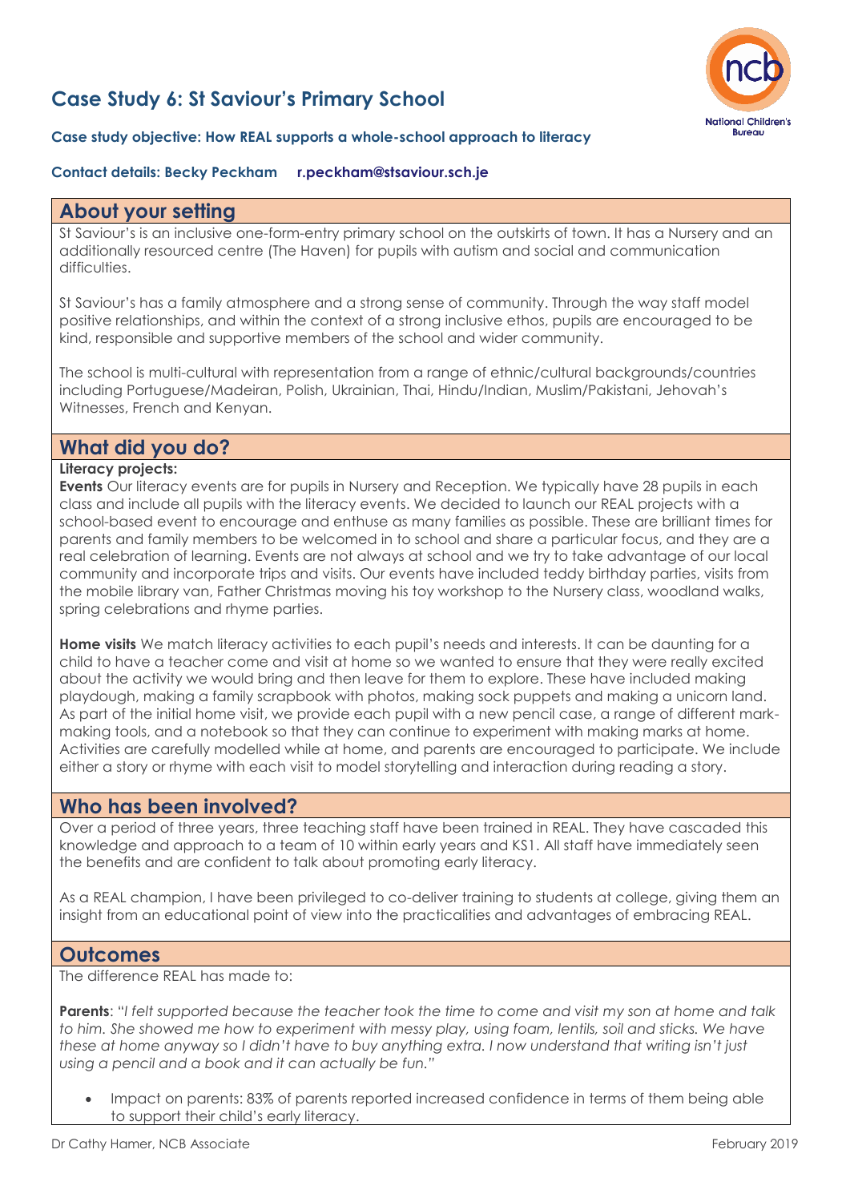# Case Study 6: St Saviour's Primary School

**Case study objective: How REAL supports a whole-school approach to literacy**

**Contact details: Becky Peckham r.peckham@stsaviour.sch.je**

## About your setting

St Saviour's is an inclusive one-form-entry primary school on the outskirts of town. It has a Nursery and an additionally resourced centre (The Haven) for pupils with autism and social and communication difficulties.

St Saviour's has a family atmosphere and a strong sense of community. Through the way staff model positive relationships, and within the context of a strong inclusive ethos, pupils are encouraged to be kind, responsible and supportive members of the school and wider community.

The school is multi-cultural with representation from a range of ethnic/cultural backgrounds/countries including Portuguese/Madeiran, Polish, Ukrainian, Thai, Hindu/Indian, Muslim/Pakistani, Jehovah's Witnesses, French and Kenyan.

## What did you do?

**Literacy projects:**

**Events** Our literacy events are for pupils in Nursery and Reception. We typically have 28 pupils in each class and include all pupils with the literacy events. We decided to launch our REAL projects with a school-based event to encourage and enthuse as many families as possible. These are brilliant times for parents and family members to be welcomed in to school and share a particular focus, and they are a real celebration of learning. Events are not always at school and we try to take advantage of our local community and incorporate trips and visits. Our events have included teddy birthday parties, visits from the mobile library van, Father Christmas moving his toy workshop to the Nursery class, woodland walks, spring celebrations and rhyme parties.

**Home visits** We match literacy activities to each pupil's needs and interests. It can be daunting for a child to have a teacher come and visit at home so we wanted to ensure that they were really excited about the activity we would bring and then leave for them to explore. These have included making playdough, making a family scrapbook with photos, making sock puppets and making a unicorn land. As part of the initial home visit, we provide each pupil with a new pencil case, a range of different mark-making tools, and a notebook so that they can continue to experiment with making marks at home. Activities are carefully modelled while at home, and parents are encouraged to participate. We include either a story or rhyme with each visit to model storytelling and interaction during reading a story.

## Who has been involved?

Over a period of three years, three teaching staff have been trained in REAL. They have cascaded this knowledge and approach to a team of 10 within early years and KS1. All staff have immediately seen the benefits and are confident to talk about promoting early literacy.

As a REAL champion, I have been privileged to co-deliver training to students at college, giving them an insight from an educational point of view into the practicalities and advantages of embracing REAL.

## Outcomes

The difference REAL has made to:

**Parents**: "*I felt supported because the teacher took the time to come and visit my son at home and talk to him. She showed me how to experiment with messy play, using foam, lentils, soil and sticks. We have these at home anyway so I didn't have to buy anything extra. I now understand that writing isn't just using a pencil and a book and it can actually be fun.*"

- Impact on parents: 83% of parents reported increased confidence in terms of them being able to support their child's early literacy.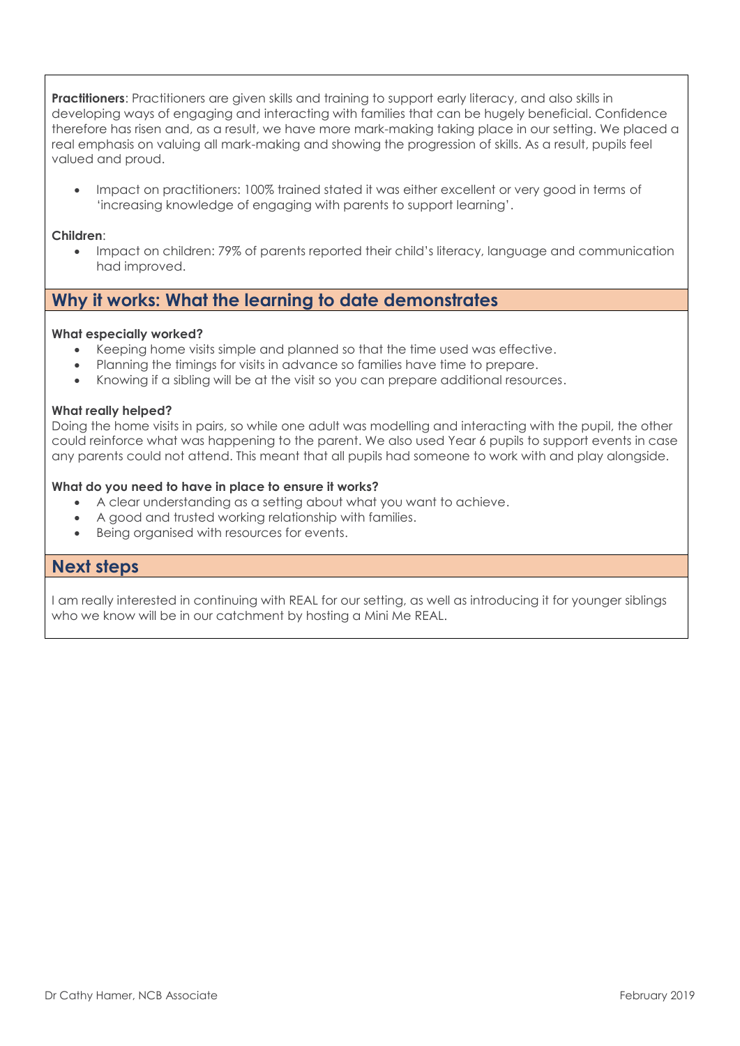**Practitioners**: Practitioners are given skills and training to support early literacy, and also skills in developing ways of engaging and interacting with families that can be hugely beneficial. Confidence therefore has risen and, as a result, we have more mark-making taking place in our setting. We placed a real emphasis on valuing all mark-making and showing the progression of skills. As a result, pupils feel valued and proud.

- Impact on practitioners: 100% trained stated it was either excellent or very good in terms of 'increasing knowledge of engaging with parents to support learning'.

**Children**:

- Impact on children: 79% of parents reported their child's literacy, language and communication had improved.

## Why it works: What the learning to date demonstrates

**What especially worked?**

- Keeping home visits simple and planned so that the time used was effective.
- Planning the timings for visits in advance so families have time to prepare.
- Knowing if a sibling will be at the visit so you can prepare additional resources.

**What really helped?**

Doing the home visits in pairs, so while one adult was modelling and interacting with the pupil, the other could reinforce what was happening to the parent. We also used Year 6 pupils to support events in case any parents could not attend. This meant that all pupils had someone to work with and play alongside.

**What do you need to have in place to ensure it works?**

- A clear understanding as a setting about what you want to achieve.
- A good and trusted working relationship with families.
- Being organised with resources for events.

## Next steps

I am really interested in continuing with REAL for our setting, as well as introducing it for younger siblings who we know will be in our catchment by hosting a Mini Me REAL.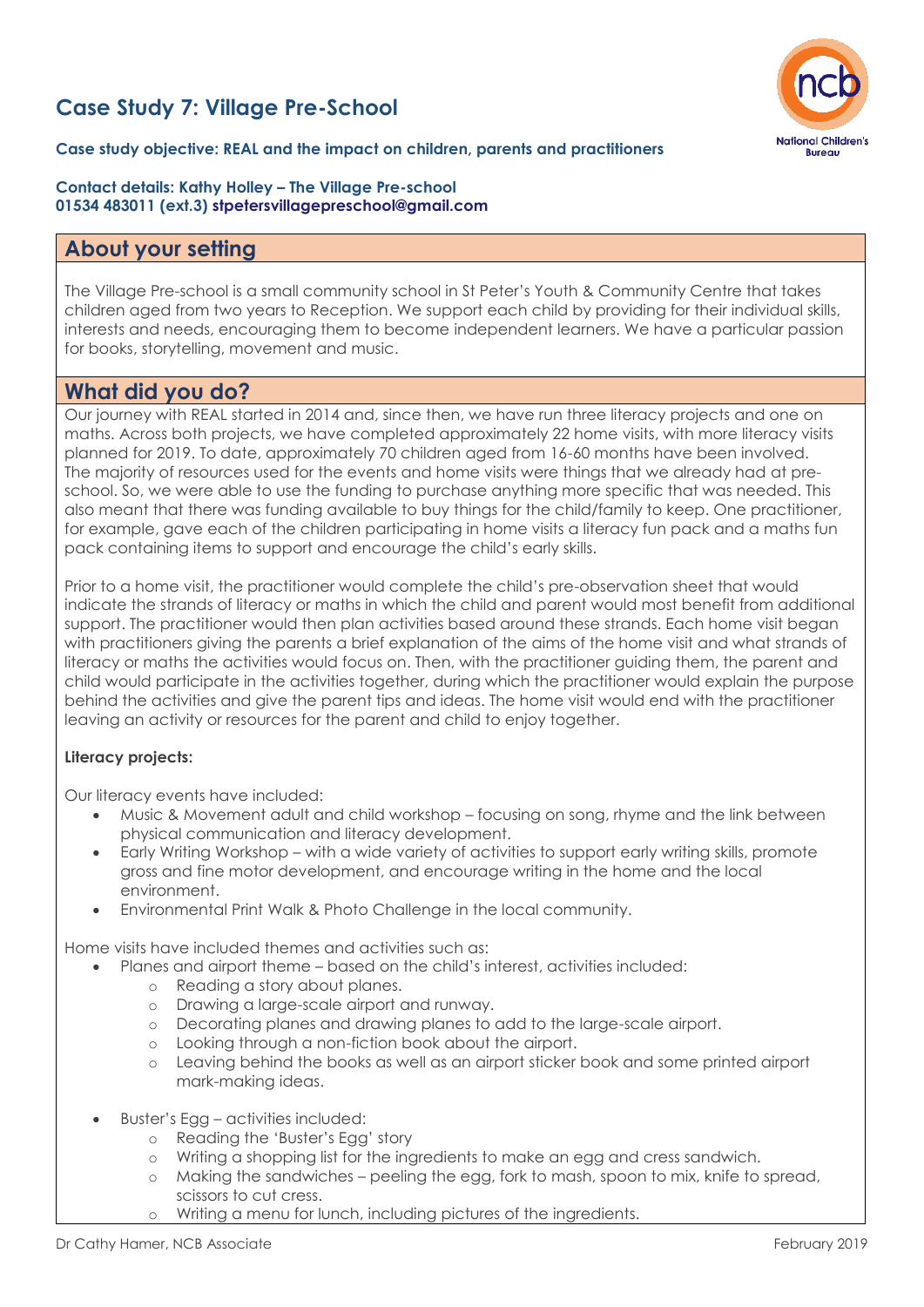# Case Study 7: Village Pre-School

**Case study objective: REAL and the impact on children, parents and practitioners**

**Contact details: Kathy Holley – The Village Pre-school**
**01534 483011 (ext.3) stpetersvillagepreschool@gmail.com**

## About your setting

The Village Pre-school is a small community school in St Peter's Youth & Community Centre that takes children aged from two years to Reception. We support each child by providing for their individual skills, interests and needs, encouraging them to become independent learners. We have a particular passion for books, storytelling, movement and music.

## What did you do?

Our journey with REAL started in 2014 and, since then, we have run three literacy projects and one on maths. Across both projects, we have completed approximately 22 home visits, with more literacy visits planned for 2019. To date, approximately 70 children aged from 16-60 months have been involved. The majority of resources used for the events and home visits were things that we already had at pre-school. So, we were able to use the funding to purchase anything more specific that was needed. This also meant that there was funding available to buy things for the child/family to keep. One practitioner, for example, gave each of the children participating in home visits a literacy fun pack and a maths fun pack containing items to support and encourage the child's early skills.

Prior to a home visit, the practitioner would complete the child's pre-observation sheet that would indicate the strands of literacy or maths in which the child and parent would most benefit from additional support. The practitioner would then plan activities based around these strands. Each home visit began with practitioners giving the parents a brief explanation of the aims of the home visit and what strands of literacy or maths the activities would focus on. Then, with the practitioner guiding them, the parent and child would participate in the activities together, during which the practitioner would explain the purpose behind the activities and give the parent tips and ideas. The home visit would end with the practitioner leaving an activity or resources for the parent and child to enjoy together.

**Literacy projects:**

Our literacy events have included:

- Music & Movement adult and child workshop – focusing on song, rhyme and the link between physical communication and literacy development.
- Early Writing Workshop – with a wide variety of activities to support early writing skills, promote gross and fine motor development, and encourage writing in the home and the local environment.
- Environmental Print Walk & Photo Challenge in the local community.

Home visits have included themes and activities such as:

- Planes and airport theme – based on the child's interest, activities included:
  - Reading a story about planes.
  - Drawing a large-scale airport and runway.
  - Decorating planes and drawing planes to add to the large-scale airport.
  - Looking through a non-fiction book about the airport.
  - Leaving behind the books as well as an airport sticker book and some printed airport mark-making ideas.
- Buster's Egg – activities included:
  - Reading the 'Buster's Egg' story
  - Writing a shopping list for the ingredients to make an egg and cress sandwich.
  - Making the sandwiches – peeling the egg, fork to mash, spoon to mix, knife to spread, scissors to cut cress.
  - Writing a menu for lunch, including pictures of the ingredients.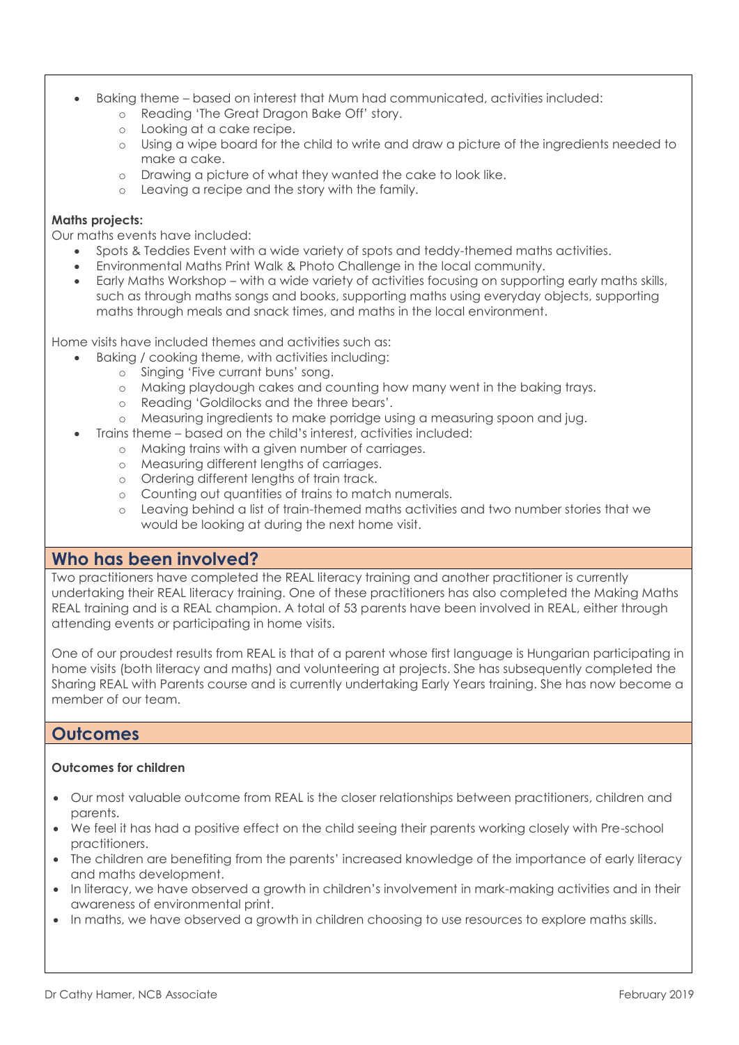- Baking theme – based on interest that Mum had communicated, activities included:
    - Reading 'The Great Dragon Bake Off' story.
    - Looking at a cake recipe.
    - Using a wipe board for the child to write and draw a picture of the ingredients needed to make a cake.
    - Drawing a picture of what they wanted the cake to look like.
    - Leaving a recipe and the story with the family.

**Maths projects:**
Our maths events have included:

- Spots & Teddies Event with a wide variety of spots and teddy-themed maths activities.
- Environmental Maths Print Walk & Photo Challenge in the local community.
- Early Maths Workshop – with a wide variety of activities focusing on supporting early maths skills, such as through maths songs and books, supporting maths using everyday objects, supporting maths through meals and snack times, and maths in the local environment.

Home visits have included themes and activities such as:

- Baking / cooking theme, with activities including:
    - Singing 'Five currant buns' song.
    - Making playdough cakes and counting how many went in the baking trays.
    - Reading 'Goldilocks and the three bears'.
    - Measuring ingredients to make porridge using a measuring spoon and jug.
- Trains theme – based on the child's interest, activities included:
    - Making trains with a given number of carriages.
    - Measuring different lengths of carriages.
    - Ordering different lengths of train track.
    - Counting out quantities of trains to match numerals.
    - Leaving behind a list of train-themed maths activities and two number stories that we would be looking at during the next home visit.

## Who has been involved?

Two practitioners have completed the REAL literacy training and another practitioner is currently undertaking their REAL literacy training. One of these practitioners has also completed the Making Maths REAL training and is a REAL champion. A total of 53 parents have been involved in REAL, either through attending events or participating in home visits.

One of our proudest results from REAL is that of a parent whose first language is Hungarian participating in home visits (both literacy and maths) and volunteering at projects. She has subsequently completed the Sharing REAL with Parents course and is currently undertaking Early Years training. She has now become a member of our team.

## Outcomes

**Outcomes for children**

- Our most valuable outcome from REAL is the closer relationships between practitioners, children and parents.
- We feel it has had a positive effect on the child seeing their parents working closely with Pre-school practitioners.
- The children are benefiting from the parents' increased knowledge of the importance of early literacy and maths development.
- In literacy, we have observed a growth in children's involvement in mark-making activities and in their awareness of environmental print.
- In maths, we have observed a growth in children choosing to use resources to explore maths skills.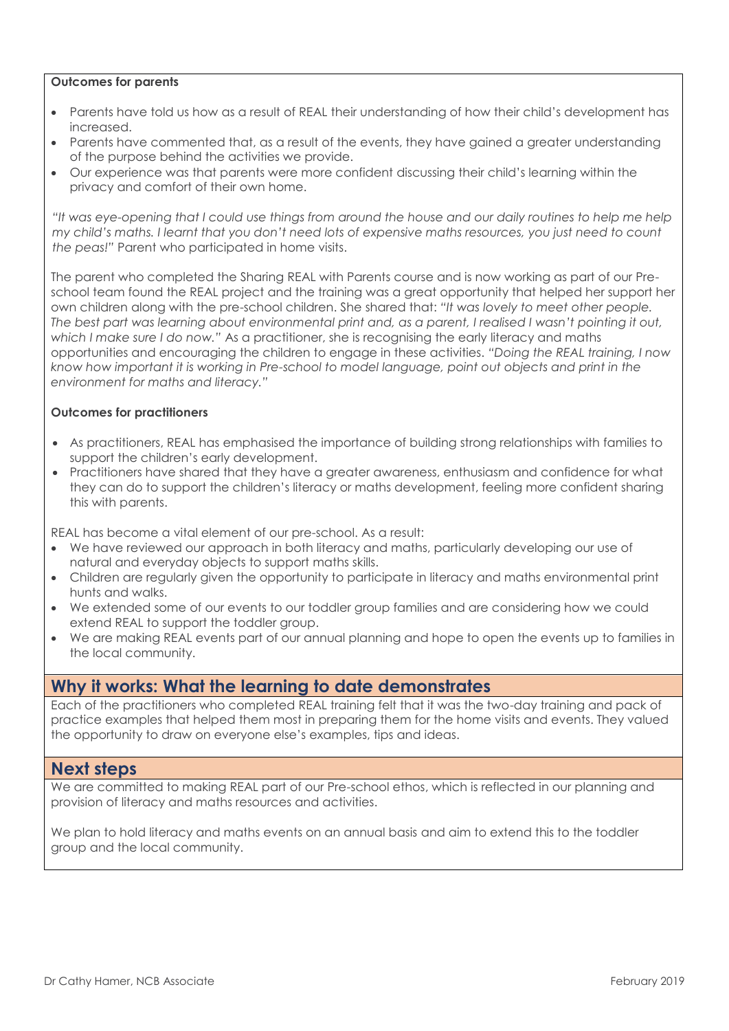**Outcomes for parents**

- Parents have told us how as a result of REAL their understanding of how their child's development has increased.
- Parents have commented that, as a result of the events, they have gained a greater understanding of the purpose behind the activities we provide.
- Our experience was that parents were more confident discussing their child's learning within the privacy and comfort of their own home.

*"It was eye-opening that I could use things from around the house and our daily routines to help me help my child's maths. I learnt that you don't need lots of expensive maths resources, you just need to count the peas!"* Parent who participated in home visits.

The parent who completed the Sharing REAL with Parents course and is now working as part of our Pre-school team found the REAL project and the training was a great opportunity that helped her support her own children along with the pre-school children. She shared that: *"It was lovely to meet other people. The best part was learning about environmental print and, as a parent, I realised I wasn't pointing it out, which I make sure I do now."* As a practitioner, she is recognising the early literacy and maths opportunities and encouraging the children to engage in these activities. *"Doing the REAL training, I now know how important it is working in Pre-school to model language, point out objects and print in the environment for maths and literacy."*

**Outcomes for practitioners**

- As practitioners, REAL has emphasised the importance of building strong relationships with families to support the children's early development.
- Practitioners have shared that they have a greater awareness, enthusiasm and confidence for what they can do to support the children's literacy or maths development, feeling more confident sharing this with parents.

REAL has become a vital element of our pre-school. As a result:

- We have reviewed our approach in both literacy and maths, particularly developing our use of natural and everyday objects to support maths skills.
- Children are regularly given the opportunity to participate in literacy and maths environmental print hunts and walks.
- We extended some of our events to our toddler group families and are considering how we could extend REAL to support the toddler group.
- We are making REAL events part of our annual planning and hope to open the events up to families in the local community.

## Why it works: What the learning to date demonstrates

Each of the practitioners who completed REAL training felt that it was the two-day training and pack of practice examples that helped them most in preparing them for the home visits and events. They valued the opportunity to draw on everyone else's examples, tips and ideas.

## Next steps

We are committed to making REAL part of our Pre-school ethos, which is reflected in our planning and provision of literacy and maths resources and activities.

We plan to hold literacy and maths events on an annual basis and aim to extend this to the toddler group and the local community.